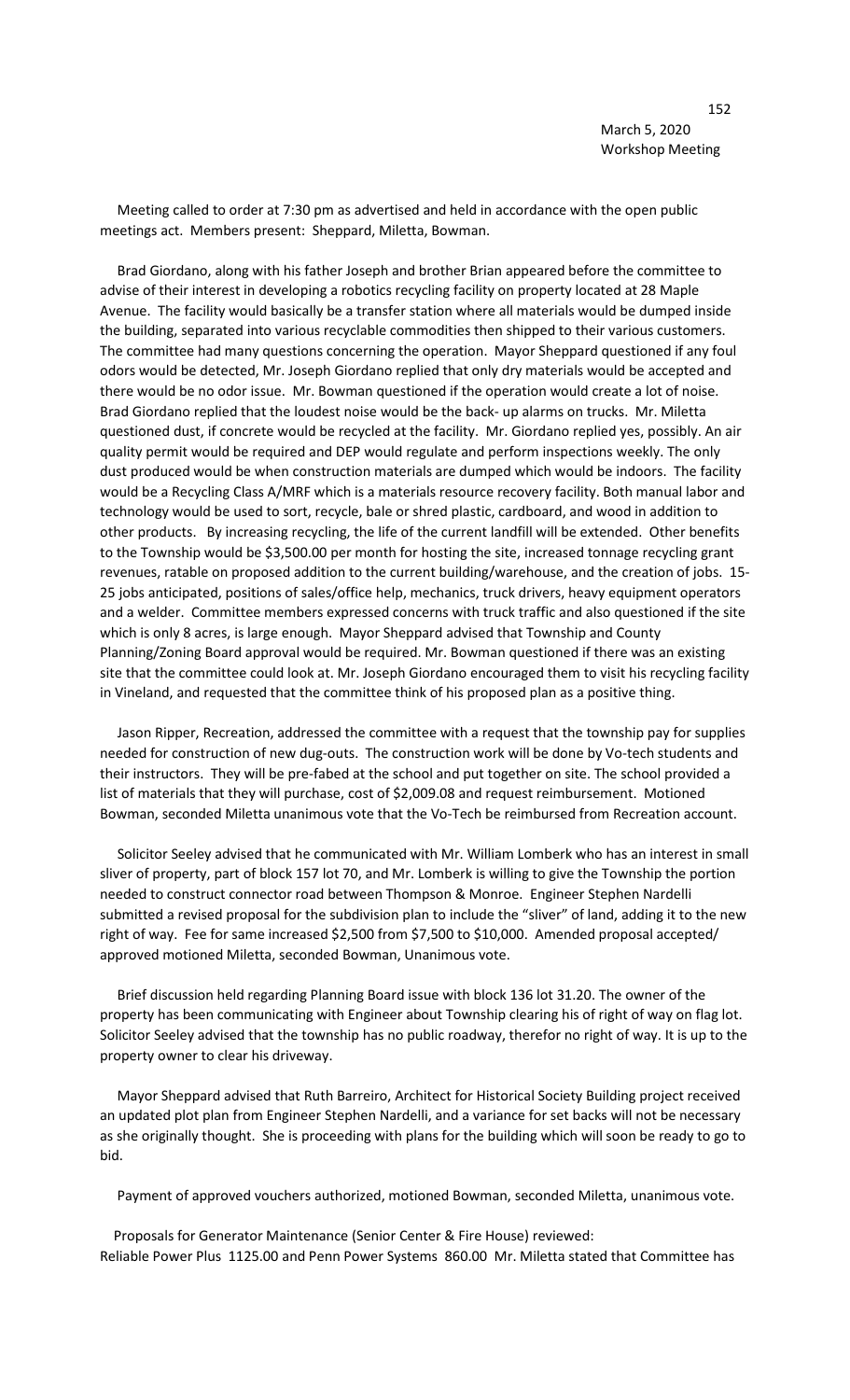March 5, 2020
Workshop Meeting

Meeting called to order at 7:30 pm as advertised and held in accordance with the open public meetings act. Members present: Sheppard, Miletta, Bowman.

Brad Giordano, along with his father Joseph and brother Brian appeared before the committee to advise of their interest in developing a robotics recycling facility on property located at 28 Maple Avenue. The facility would basically be a transfer station where all materials would be dumped inside the building, separated into various recyclable commodities then shipped to their various customers. The committee had many questions concerning the operation. Mayor Sheppard questioned if any foul odors would be detected, Mr. Joseph Giordano replied that only dry materials would be accepted and there would be no odor issue. Mr. Bowman questioned if the operation would create a lot of noise. Brad Giordano replied that the loudest noise would be the back- up alarms on trucks. Mr. Miletta questioned dust, if concrete would be recycled at the facility. Mr. Giordano replied yes, possibly. An air quality permit would be required and DEP would regulate and perform inspections weekly. The only dust produced would be when construction materials are dumped which would be indoors. The facility would be a Recycling Class A/MRF which is a materials resource recovery facility. Both manual labor and technology would be used to sort, recycle, bale or shred plastic, cardboard, and wood in addition to other products. By increasing recycling, the life of the current landfill will be extended. Other benefits to the Township would be $3,500.00 per month for hosting the site, increased tonnage recycling grant revenues, ratable on proposed addition to the current building/warehouse, and the creation of jobs. 15-25 jobs anticipated, positions of sales/office help, mechanics, truck drivers, heavy equipment operators and a welder. Committee members expressed concerns with truck traffic and also questioned if the site which is only 8 acres, is large enough. Mayor Sheppard advised that Township and County Planning/Zoning Board approval would be required. Mr. Bowman questioned if there was an existing site that the committee could look at. Mr. Joseph Giordano encouraged them to visit his recycling facility in Vineland, and requested that the committee think of his proposed plan as a positive thing.

Jason Ripper, Recreation, addressed the committee with a request that the township pay for supplies needed for construction of new dug-outs. The construction work will be done by Vo-tech students and their instructors. They will be pre-fabed at the school and put together on site. The school provided a list of materials that they will purchase, cost of $2,009.08 and request reimbursement. Motioned Bowman, seconded Miletta unanimous vote that the Vo-Tech be reimbursed from Recreation account.

Solicitor Seeley advised that he communicated with Mr. William Lomberk who has an interest in small sliver of property, part of block 157 lot 70, and Mr. Lomberk is willing to give the Township the portion needed to construct connector road between Thompson & Monroe. Engineer Stephen Nardelli submitted a revised proposal for the subdivision plan to include the "sliver" of land, adding it to the new right of way. Fee for same increased $2,500 from $7,500 to $10,000. Amended proposal accepted/ approved motioned Miletta, seconded Bowman, Unanimous vote.

Brief discussion held regarding Planning Board issue with block 136 lot 31.20. The owner of the property has been communicating with Engineer about Township clearing his of right of way on flag lot. Solicitor Seeley advised that the township has no public roadway, therefor no right of way. It is up to the property owner to clear his driveway.

Mayor Sheppard advised that Ruth Barreiro, Architect for Historical Society Building project received an updated plot plan from Engineer Stephen Nardelli, and a variance for set backs will not be necessary as she originally thought. She is proceeding with plans for the building which will soon be ready to go to bid.

Payment of approved vouchers authorized, motioned Bowman, seconded Miletta, unanimous vote.

Proposals for Generator Maintenance (Senior Center & Fire House) reviewed:
Reliable Power Plus 1125.00 and Penn Power Systems 860.00 Mr. Miletta stated that Committee has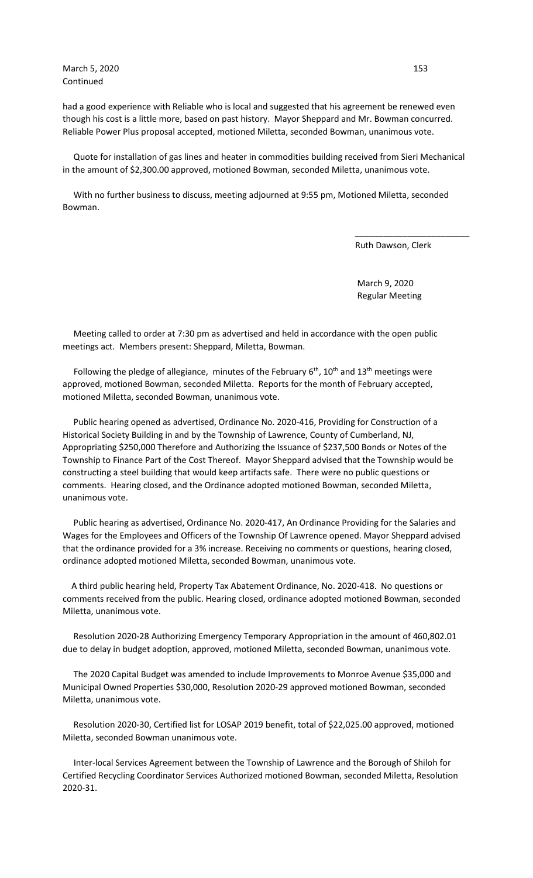March 5, 2020
Continued

had a good experience with Reliable who is local and suggested that his agreement be renewed even though his cost is a little more, based on past history. Mayor Sheppard and Mr. Bowman concurred. Reliable Power Plus proposal accepted, motioned Miletta, seconded Bowman, unanimous vote.

Quote for installation of gas lines and heater in commodities building received from Sieri Mechanical in the amount of $2,300.00 approved, motioned Bowman, seconded Miletta, unanimous vote.

With no further business to discuss, meeting adjourned at 9:55 pm, Motioned Miletta, seconded Bowman.

\_\_\_\_\_\_\_\_\_\_\_\_\_\_\_\_\_\_\_\_\_\_\_\_

Ruth Dawson, Clerk

March 9, 2020
Regular Meeting

Meeting called to order at 7:30 pm as advertised and held in accordance with the open public meetings act. Members present: Sheppard, Miletta, Bowman.

Following the pledge of allegiance, minutes of the February 6th, 10th and 13th meetings were approved, motioned Bowman, seconded Miletta. Reports for the month of February accepted, motioned Miletta, seconded Bowman, unanimous vote.

Public hearing opened as advertised, Ordinance No. 2020-416, Providing for Construction of a Historical Society Building in and by the Township of Lawrence, County of Cumberland, NJ, Appropriating $250,000 Therefore and Authorizing the Issuance of $237,500 Bonds or Notes of the Township to Finance Part of the Cost Thereof. Mayor Sheppard advised that the Township would be constructing a steel building that would keep artifacts safe. There were no public questions or comments. Hearing closed, and the Ordinance adopted motioned Bowman, seconded Miletta, unanimous vote.

Public hearing as advertised, Ordinance No. 2020-417, An Ordinance Providing for the Salaries and Wages for the Employees and Officers of the Township Of Lawrence opened. Mayor Sheppard advised that the ordinance provided for a 3% increase. Receiving no comments or questions, hearing closed, ordinance adopted motioned Miletta, seconded Bowman, unanimous vote.

A third public hearing held, Property Tax Abatement Ordinance, No. 2020-418. No questions or comments received from the public. Hearing closed, ordinance adopted motioned Bowman, seconded Miletta, unanimous vote.

Resolution 2020-28 Authorizing Emergency Temporary Appropriation in the amount of 460,802.01 due to delay in budget adoption, approved, motioned Miletta, seconded Bowman, unanimous vote.

The 2020 Capital Budget was amended to include Improvements to Monroe Avenue $35,000 and Municipal Owned Properties $30,000, Resolution 2020-29 approved motioned Bowman, seconded Miletta, unanimous vote.

Resolution 2020-30, Certified list for LOSAP 2019 benefit, total of $22,025.00 approved, motioned Miletta, seconded Bowman unanimous vote.

Inter-local Services Agreement between the Township of Lawrence and the Borough of Shiloh for Certified Recycling Coordinator Services Authorized motioned Bowman, seconded Miletta, Resolution 2020-31.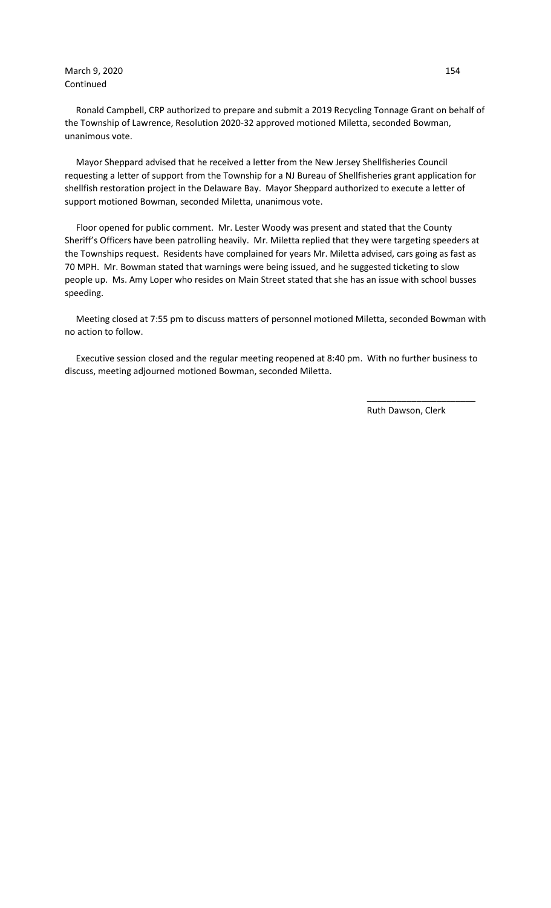March 9, 2020
Continued

Ronald Campbell, CRP authorized to prepare and submit a 2019 Recycling Tonnage Grant on behalf of the Township of Lawrence, Resolution 2020-32 approved motioned Miletta, seconded Bowman, unanimous vote.

Mayor Sheppard advised that he received a letter from the New Jersey Shellfisheries Council requesting a letter of support from the Township for a NJ Bureau of Shellfisheries grant application for shellfish restoration project in the Delaware Bay. Mayor Sheppard authorized to execute a letter of support motioned Bowman, seconded Miletta, unanimous vote.

Floor opened for public comment. Mr. Lester Woody was present and stated that the County Sheriff's Officers have been patrolling heavily. Mr. Miletta replied that they were targeting speeders at the Townships request. Residents have complained for years Mr. Miletta advised, cars going as fast as 70 MPH. Mr. Bowman stated that warnings were being issued, and he suggested ticketing to slow people up. Ms. Amy Loper who resides on Main Street stated that she has an issue with school busses speeding.

Meeting closed at 7:55 pm to discuss matters of personnel motioned Miletta, seconded Bowman with no action to follow.

Executive session closed and the regular meeting reopened at 8:40 pm. With no further business to discuss, meeting adjourned motioned Bowman, seconded Miletta.

______________________

Ruth Dawson, Clerk